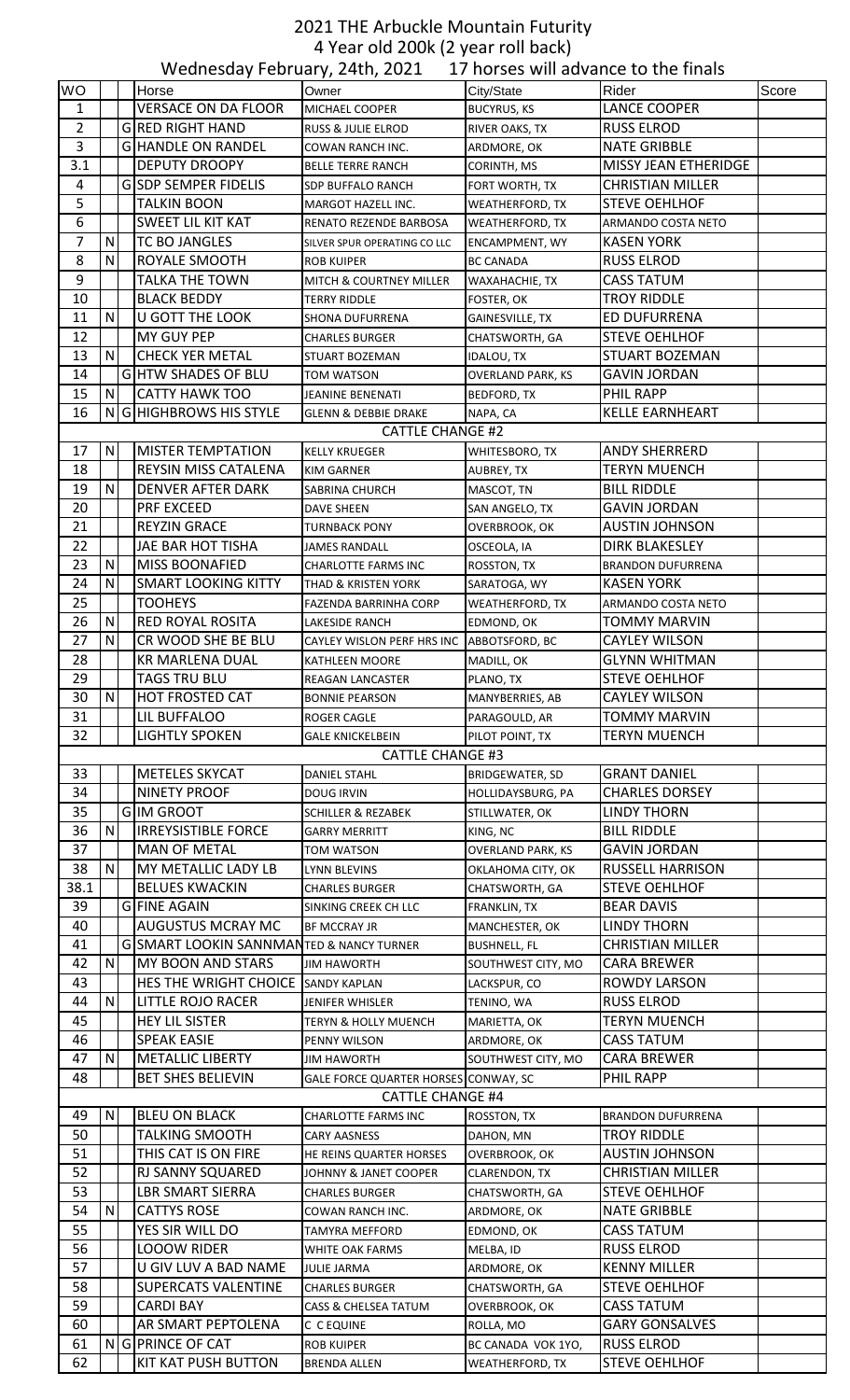# 2021 THE Arbuckle Mountain Futurity

## 4 Year old 200k (2 year roll back)

### Wednesday February, 24th, 2021 17 horses will advance to the finals

| WO | | | Horse | Owner | City/State | Rider | Score |
|---|---|---|---|---|---|---|---|
| 1 | | | VERSACE ON DA FLOOR | MICHAEL COOPER | BUCYRUS, KS | LANCE COOPER | |
| 2 | | G | RED RIGHT HAND | RUSS & JULIE ELROD | RIVER OAKS, TX | RUSS ELROD | |
| 3 | | G | HANDLE ON RANDEL | COWAN RANCH INC. | ARDMORE, OK | NATE GRIBBLE | |
| 3.1 | | | DEPUTY DROOPY | BELLE TERRE RANCH | CORINTH, MS | MISSY JEAN ETHERIDGE | |
| 4 | | G | SDP SEMPER FIDELIS | SDP BUFFALO RANCH | FORT WORTH, TX | CHRISTIAN MILLER | |
| 5 | | | TALKIN BOON | MARGOT HAZELL INC. | WEATHERFORD, TX | STEVE OEHLHOF | |
| 6 | | | SWEET LIL KIT KAT | RENATO REZENDE BARBOSA | WEATHERFORD, TX | ARMANDO COSTA NETO | |
| 7 | N | | TC BO JANGLES | SILVER SPUR OPERATING CO LLC | ENCAMPMENT, WY | KASEN YORK | |
| 8 | N | | ROYALE SMOOTH | ROB KUIPER | BC CANADA | RUSS ELROD | |
| 9 | | | TALKA THE TOWN | MITCH & COURTNEY MILLER | WAXAHACHIE, TX | CASS TATUM | |
| 10 | | | BLACK BEDDY | TERRY RIDDLE | FOSTER, OK | TROY RIDDLE | |
| 11 | N | | U GOTT THE LOOK | SHONA DUFURRENA | GAINESVILLE, TX | ED DUFURRENA | |
| 12 | | | MY GUY PEP | CHARLES BURGER | CHATSWORTH, GA | STEVE OEHLHOF | |
| 13 | N | | CHECK YER METAL | STUART BOZEMAN | IDALOU, TX | STUART BOZEMAN | |
| 14 | | G | HTW SHADES OF BLU | TOM WATSON | OVERLAND PARK, KS | GAVIN JORDAN | |
| 15 | N | | CATTY HAWK TOO | JEANINE BENENATI | BEDFORD, TX | PHIL RAPP | |
| 16 | N | G | HIGHBROWS HIS STYLE | GLENN & DEBBIE DRAKE | NAPA, CA | KELLE EARNHEART | |
| | | | | CATTLE CHANGE #2 | | | |
| 17 | N | | MISTER TEMPTATION | KELLY KRUEGER | WHITESBORO, TX | ANDY SHERRERD | |
| 18 | | | REYSIN MISS CATALENA | KIM GARNER | AUBREY, TX | TERYN MUENCH | |
| 19 | N | | DENVER AFTER DARK | SABRINA CHURCH | MASCOT, TN | BILL RIDDLE | |
| 20 | | | PRF EXCEED | DAVE SHEEN | SAN ANGELO, TX | GAVIN JORDAN | |
| 21 | | | REYZIN GRACE | TURNBACK PONY | OVERBROOK, OK | AUSTIN JOHNSON | |
| 22 | | | JAE BAR HOT TISHA | JAMES RANDALL | OSCEOLA, IA | DIRK BLAKESLEY | |
| 23 | N | | MISS BOONAFIED | CHARLOTTE FARMS INC | ROSSTON, TX | BRANDON DUFURRENA | |
| 24 | N | | SMART LOOKING KITTY | THAD & KRISTEN YORK | SARATOGA, WY | KASEN YORK | |
| 25 | | | TOOHEYS | FAZENDA BARRINHA CORP | WEATHERFORD, TX | ARMANDO COSTA NETO | |
| 26 | N | | RED ROYAL ROSITA | LAKESIDE RANCH | EDMOND, OK | TOMMY MARVIN | |
| 27 | N | | CR WOOD SHE BE BLU | CAYLEY WILSON PERF HRS INC | ABBOTSFORD, BC | CAYLEY WILSON | |
| 28 | | | KR MARLENA DUAL | KATHLEEN MOORE | MADILL, OK | GLYNN WHITMAN | |
| 29 | | | TAGS TRU BLU | REAGAN LANCASTER | PLANO, TX | STEVE OEHLHOF | |
| 30 | N | | HOT FROSTED CAT | BONNIE PEARSON | MANYBERRIES, AB | CAYLEY WILSON | |
| 31 | | | LIL BUFFALOO | ROGER CAGLE | PARAGOULD, AR | TOMMY MARVIN | |
| 32 | | | LIGHTLY SPOKEN | GALE KNICKELBEIN | PILOT POINT, TX | TERYN MUENCH | |
| | | | | CATTLE CHANGE #3 | | | |
| 33 | | | METELES SKYCAT | DANIEL STAHL | BRIDGEWATER, SD | GRANT DANIEL | |
| 34 | | | NINETY PROOF | DOUG IRVIN | HOLLIDAYSBURG, PA | CHARLES DORSEY | |
| 35 | | G | IM GROOT | SCHILLER & REZABEK | STILLWATER, OK | LINDY THORN | |
| 36 | N | | IRREYSISTIBLE FORCE | GARRY MERRITT | KING, NC | BILL RIDDLE | |
| 37 | | | MAN OF METAL | TOM WATSON | OVERLAND PARK, KS | GAVIN JORDAN | |
| 38 | N | | MY METALLIC LADY LB | LYNN BLEVINS | OKLAHOMA CITY, OK | RUSSELL HARRISON | |
| 38.1 | | | BELUES KWACKIN | CHARLES BURGER | CHATSWORTH, GA | STEVE OEHLHOF | |
| 39 | | G | FINE AGAIN | SINKING CREEK CH LLC | FRANKLIN, TX | BEAR DAVIS | |
| 40 | | | AUGUSTUS MCRAY MC | BF MCCRAY JR | MANCHESTER, OK | LINDY THORN | |
| 41 | | G | SMART LOOKIN SANNMAN | TED & NANCY TURNER | BUSHNELL, FL | CHRISTIAN MILLER | |
| 42 | N | | MY BOON AND STARS | JIM HAWORTH | SOUTHWEST CITY, MO | CARA BREWER | |
| 43 | | | HES THE WRIGHT CHOICE | SANDY KAPLAN | LACKSPUR, CO | ROWDY LARSON | |
| 44 | N | | LITTLE ROJO RACER | JENIFER WHISLER | TENINO, WA | RUSS ELROD | |
| 45 | | | HEY LIL SISTER | TERYN & HOLLY MUENCH | MARIETTA, OK | TERYN MUENCH | |
| 46 | | | SPEAK EASIE | PENNY WILSON | ARDMORE, OK | CASS TATUM | |
| 47 | N | | METALLIC LIBERTY | JIM HAWORTH | SOUTHWEST CITY, MO | CARA BREWER | |
| 48 | | | BET SHES BELIEVIN | GALE FORCE QUARTER HORSES | CONWAY, SC | PHIL RAPP | |
| | | | | CATTLE CHANGE #4 | | | |
| 49 | N | | BLEU ON BLACK | CHARLOTTE FARMS INC | ROSSTON, TX | BRANDON DUFURRENA | |
| 50 | | | TALKING SMOOTH | CARY AASNESS | DAHON, MN | TROY RIDDLE | |
| 51 | | | THIS CAT IS ON FIRE | HE REINS QUARTER HORSES | OVERBROOK, OK | AUSTIN JOHNSON | |
| 52 | | | RJ SANNY SQUARED | JOHNNY & JANET COOPER | CLARENDON, TX | CHRISTIAN MILLER | |
| 53 | | | LBR SMART SIERRA | CHARLES BURGER | CHATSWORTH, GA | STEVE OEHLHOF | |
| 54 | N | | CATTYS ROSE | COWAN RANCH INC. | ARDMORE, OK | NATE GRIBBLE | |
| 55 | | | YES SIR WILL DO | TAMYRA MEFFORD | EDMOND, OK | CASS TATUM | |
| 56 | | | LOOOW RIDER | WHITE OAK FARMS | MELBA, ID | RUSS ELROD | |
| 57 | | | U GIV LUV A BAD NAME | JULIE JARMA | ARDMORE, OK | KENNY MILLER | |
| 58 | | | SUPERCATS VALENTINE | CHARLES BURGER | CHATSWORTH, GA | STEVE OEHLHOF | |
| 59 | | | CARDI BAY | CASS & CHELSEA TATUM | OVERBROOK, OK | CASS TATUM | |
| 60 | | | AR SMART PEPTOLENA | C C EQUINE | ROLLA, MO | GARY GONSALVES | |
| 61 | N | G | PRINCE OF CAT | ROB KUIPER | BC CANADA VOK 1YO, | RUSS ELROD | |
| 62 | | | KIT KAT PUSH BUTTON | BRENDA ALLEN | WEATHERFORD, TX | STEVE OEHLHOF | |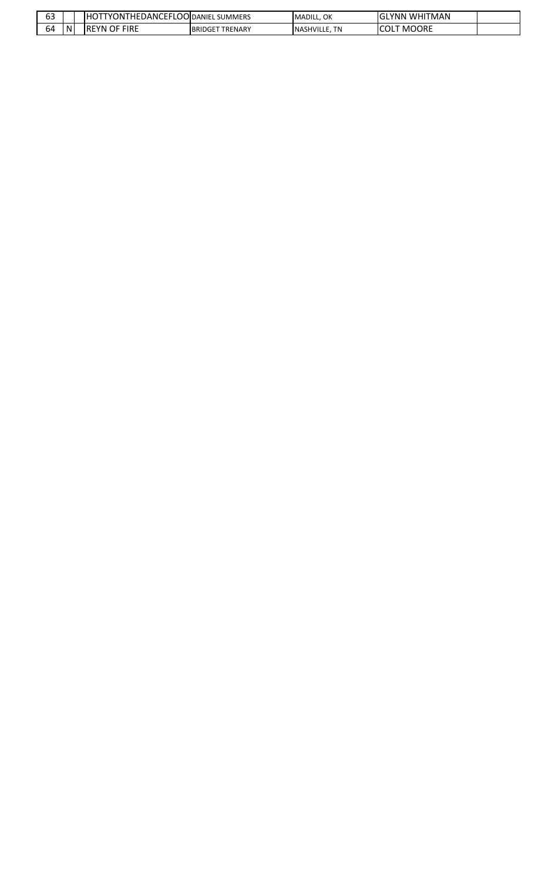| | | | | | | | |
|---|---|---|---|---|---|---|---|
| 63 | | | HOTTYONTHEDANCEFLOO | DANIEL SUMMERS | MADILL, OK | GLYNN WHITMAN | |
| 64 | N | | REYN OF FIRE | BRIDGET TRENARY | NASHVILLE, TN | COLT MOORE | |